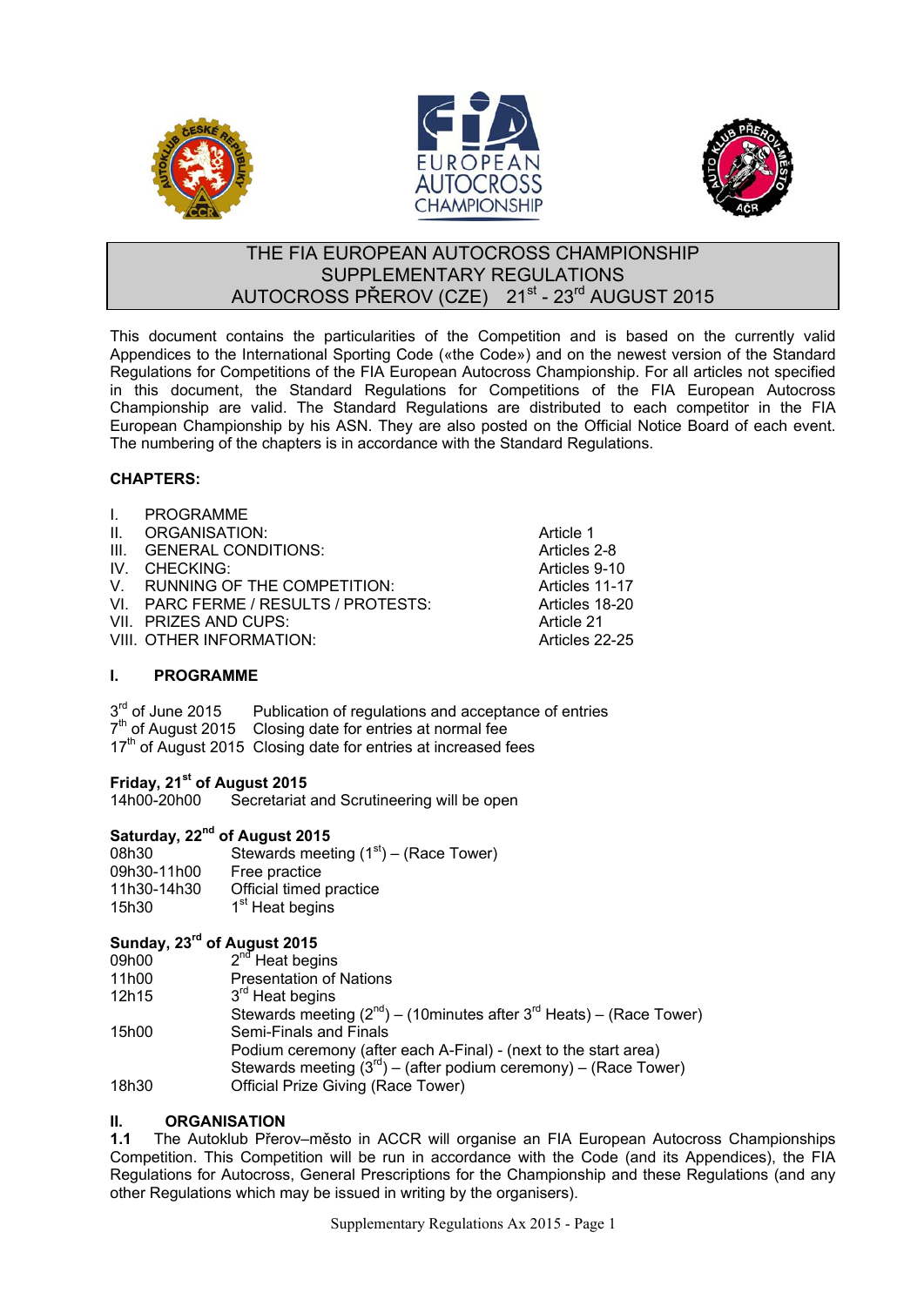# THE FIA EUROPEAN AUTOCROSS CHAMPIONSHIP
# SUPPLEMENTARY REGULATIONS
# AUTOCROSS PŘEROV (CZE) 21st - 23rd AUGUST 2015

This document contains the particularities of the Competition and is based on the currently valid Appendices to the International Sporting Code («the Code») and on the newest version of the Standard Regulations for Competitions of the FIA European Autocross Championship. For all articles not specified in this document, the Standard Regulations for Competitions of the FIA European Autocross Championship are valid. The Standard Regulations are distributed to each competitor in the FIA European Championship by his ASN. They are also posted on the Official Notice Board of each event. The numbering of the chapters is in accordance with the Standard Regulations.

**CHAPTERS:**

| | |
|---|---|
| I. PROGRAMME | |
| II. ORGANISATION: | Article 1 |
| III. GENERAL CONDITIONS: | Articles 2-8 |
| IV. CHECKING: | Articles 9-10 |
| V. RUNNING OF THE COMPETITION: | Articles 11-17 |
| VI. PARC FERME / RESULTS / PROTESTS: | Articles 18-20 |
| VII. PRIZES AND CUPS: | Article 21 |
| VIII. OTHER INFORMATION: | Articles 22-25 |

## I. PROGRAMME

| | |
|---|---|
| 3rd of June 2015 | Publication of regulations and acceptance of entries |
| 7th of August 2015 | Closing date for entries at normal fee |
| 17th of August 2015 | Closing date for entries at increased fees |

**Friday, 21st of August 2015**

| | |
|---|---|
| 14h00-20h00 | Secretariat and Scrutineering will be open |

**Saturday, 22nd of August 2015**

| | |
|---|---|
| 08h30 | Stewards meeting (1st) – (Race Tower) |
| 09h30-11h00 | Free practice |
| 11h30-14h30 | Official timed practice |
| 15h30 | 1st Heat begins |

**Sunday, 23rd of August 2015**

| | |
|---|---|
| 09h00 | 2nd Heat begins |
| 11h00 | Presentation of Nations |
| 12h15 | 3rd Heat begins |
| | Stewards meeting (2nd) – (10minutes after 3rd Heats) – (Race Tower) |
| 15h00 | Semi-Finals and Finals |
| | Podium ceremony (after each A-Final) - (next to the start area) |
| | Stewards meeting (3rd) – (after podium ceremony) – (Race Tower) |
| 18h30 | Official Prize Giving (Race Tower) |

## II. ORGANISATION

**1.1** The Autoklub Přerov–město in ACCR will organise an FIA European Autocross Championships Competition. This Competition will be run in accordance with the Code (and its Appendices), the FIA Regulations for Autocross, General Prescriptions for the Championship and these Regulations (and any other Regulations which may be issued in writing by the organisers).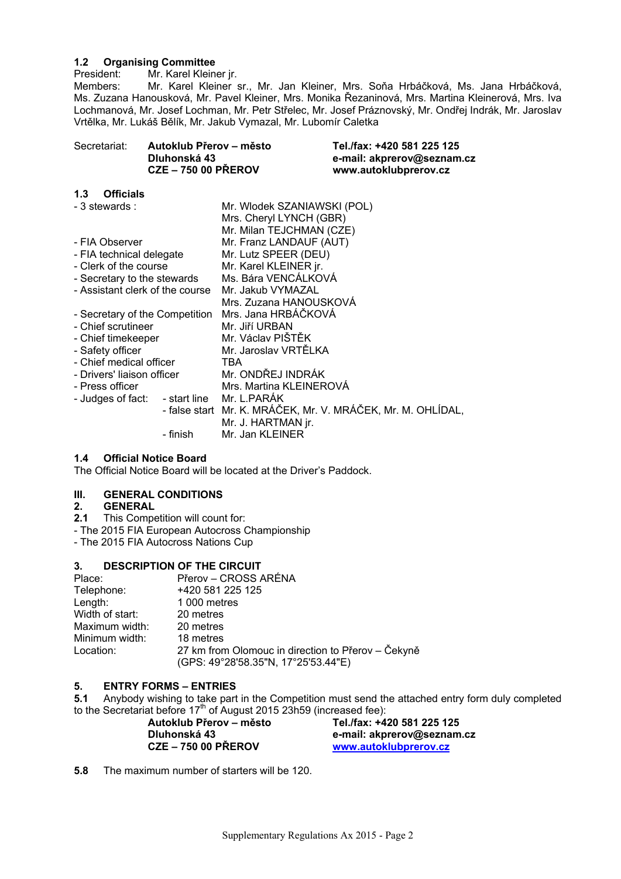### 1.2 Organising Committee

President: Mr. Karel Kleiner jr.

Members: Mr. Karel Kleiner sr., Mr. Jan Kleiner, Mrs. Soňa Hrbáčková, Ms. Jana Hrbáčková, Ms. Zuzana Hanousková, Mr. Pavel Kleiner, Mrs. Monika Řezaninová, Mrs. Martina Kleinerová, Mrs. Iva Lochmanová, Mr. Josef Lochman, Mr. Petr Střelec, Mr. Josef Práznovský, Mr. Ondřej Indrák, Mr. Jaroslav Vrtělka, Mr. Lukáš Bělík, Mr. Jakub Vymazal, Mr. Lubomír Caletka

| Secretariat: | **Autoklub Přerov – město** | **Tel./fax: +420 581 225 125** |
|---|---|---|
| | **Dluhonská 43** | **e-mail: akprerov@seznam.cz** |
| | **CZE – 750 00 PŘEROV** | **www.autoklubprerov.cz** |

### 1.3 Officials

| | | |
|---|---|---|
| - 3 stewards : | | Mr. Wlodek SZANIAWSKI (POL) |
| | | Mrs. Cheryl LYNCH (GBR) |
| | | Mr. Milan TEJCHMAN (CZE) |
| - FIA Observer | | Mr. Franz LANDAUF (AUT) |
| - FIA technical delegate | | Mr. Lutz SPEER (DEU) |
| - Clerk of the course | | Mr. Karel KLEINER jr. |
| - Secretary to the stewards | | Ms. Bára VENCÁLKOVÁ |
| - Assistant clerk of the course | | Mr. Jakub VYMAZAL |
| | | Mrs. Zuzana HANOUSKOVÁ |
| - Secretary of the Competition | | Mrs. Jana HRBÁČKOVÁ |
| - Chief scrutineer | | Mr. Jiří URBAN |
| - Chief timekeeper | | Mr. Václav PIŠTĚK |
| - Safety officer | | Mr. Jaroslav VRTĚLKA |
| - Chief medical officer | | TBA |
| - Drivers' liaison officer | | Mr. ONDŘEJ INDRÁK |
| - Press officer | | Mrs. Martina KLEINEROVÁ |
| - Judges of fact: | - start line | Mr. L.PARÁK |
| | - false start | Mr. K. MRÁČEK, Mr. V. MRÁČEK, Mr. M. OHLÍDAL, Mr. J. HARTMAN jr. |
| | - finish | Mr. Jan KLEINER |

### 1.4 Official Notice Board

The Official Notice Board will be located at the Driver's Paddock.

## III. GENERAL CONDITIONS

### 2. GENERAL

**2.1** This Competition will count for:

- The 2015 FIA European Autocross Championship
- The 2015 FIA Autocross Nations Cup

### 3. DESCRIPTION OF THE CIRCUIT

| | |
|---|---|
| Place: | Přerov – CROSS ARÉNA |
| Telephone: | +420 581 225 125 |
| Length: | 1 000 metres |
| Width of start: | 20 metres |
| Maximum width: | 20 metres |
| Minimum width: | 18 metres |
| Location: | 27 km from Olomouc in direction to Přerov – Čekyně (GPS: 49°28'58.35"N, 17°25'53.44"E) |

### 5. ENTRY FORMS – ENTRIES

**5.1** Anybody wishing to take part in the Competition must send the attached entry form duly completed to the Secretariat before 17th of August 2015 23h59 (increased fee):

| | |
|---|---|
| **Autoklub Přerov – město** | **Tel./fax: +420 581 225 125** |
| **Dluhonská 43** | **e-mail: akprerov@seznam.cz** |
| **CZE – 750 00 PŘEROV** | **www.autoklubprerov.cz** |

**5.8** The maximum number of starters will be 120.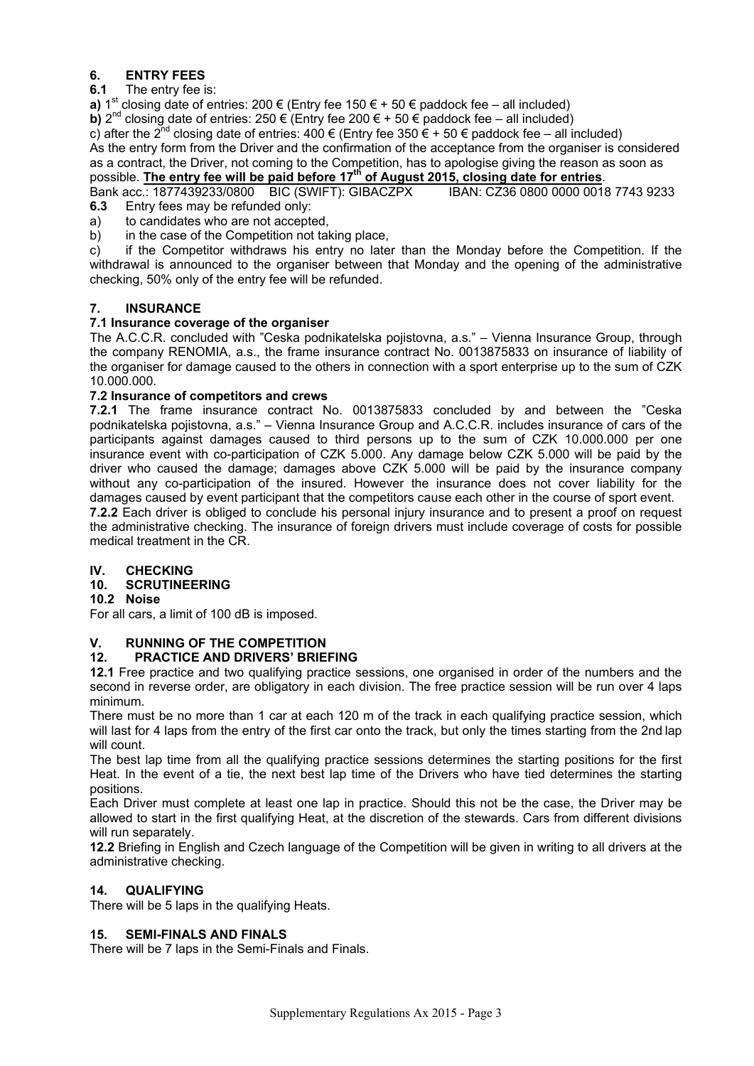## 6. ENTRY FEES

**6.1** The entry fee is:

**a)** 1st closing date of entries: 200 € (Entry fee 150 € + 50 € paddock fee – all included)

**b)** 2nd closing date of entries: 250 € (Entry fee 200 € + 50 € paddock fee – all included)

c) after the 2nd closing date of entries: 400 € (Entry fee 350 € + 50 € paddock fee – all included)

As the entry form from the Driver and the confirmation of the acceptance from the organiser is considered as a contract, the Driver, not coming to the Competition, has to apologise giving the reason as soon as possible. **<u>The entry fee will be paid before 17th of August 2015, closing date for entries</u>**.

Bank acc.: 1877439233/0800 BIC (SWIFT): GIBACZPX IBAN: CZ36 0800 0000 0018 7743 9233

**6.3** Entry fees may be refunded only:

a) to candidates who are not accepted,

b) in the case of the Competition not taking place,

c) if the Competitor withdraws his entry no later than the Monday before the Competition. If the withdrawal is announced to the organiser between that Monday and the opening of the administrative checking, 50% only of the entry fee will be refunded.

## 7. INSURANCE

### 7.1 Insurance coverage of the organiser

The A.C.C.R. concluded with "Ceska podnikatelska pojistovna, a.s." – Vienna Insurance Group, through the company RENOMIA, a.s., the frame insurance contract No. 0013875833 on insurance of liability of the organiser for damage caused to the others in connection with a sport enterprise up to the sum of CZK 10.000.000.

### 7.2 Insurance of competitors and crews

**7.2.1** The frame insurance contract No. 0013875833 concluded by and between the "Ceska podnikatelska pojistovna, a.s." – Vienna Insurance Group and A.C.C.R. includes insurance of cars of the participants against damages caused to third persons up to the sum of CZK 10.000.000 per one insurance event with co-participation of CZK 5.000. Any damage below CZK 5.000 will be paid by the driver who caused the damage; damages above CZK 5.000 will be paid by the insurance company without any co-participation of the insured. However the insurance does not cover liability for the damages caused by event participant that the competitors cause each other in the course of sport event.

**7.2.2** Each driver is obliged to conclude his personal injury insurance and to present a proof on request the administrative checking. The insurance of foreign drivers must include coverage of costs for possible medical treatment in the CR.

# IV. CHECKING

## 10. SCRUTINEERING

### 10.2 Noise

For all cars, a limit of 100 dB is imposed.

# V. RUNNING OF THE COMPETITION

## 12. PRACTICE AND DRIVERS' BRIEFING

**12.1** Free practice and two qualifying practice sessions, one organised in order of the numbers and the second in reverse order, are obligatory in each division. The free practice session will be run over 4 laps minimum.

There must be no more than 1 car at each 120 m of the track in each qualifying practice session, which will last for 4 laps from the entry of the first car onto the track, but only the times starting from the 2nd lap will count.

The best lap time from all the qualifying practice sessions determines the starting positions for the first Heat. In the event of a tie, the next best lap time of the Drivers who have tied determines the starting positions.

Each Driver must complete at least one lap in practice. Should this not be the case, the Driver may be allowed to start in the first qualifying Heat, at the discretion of the stewards. Cars from different divisions will run separately.

**12.2** Briefing in English and Czech language of the Competition will be given in writing to all drivers at the administrative checking.

## 14. QUALIFYING

There will be 5 laps in the qualifying Heats.

## 15. SEMI-FINALS AND FINALS

There will be 7 laps in the Semi-Finals and Finals.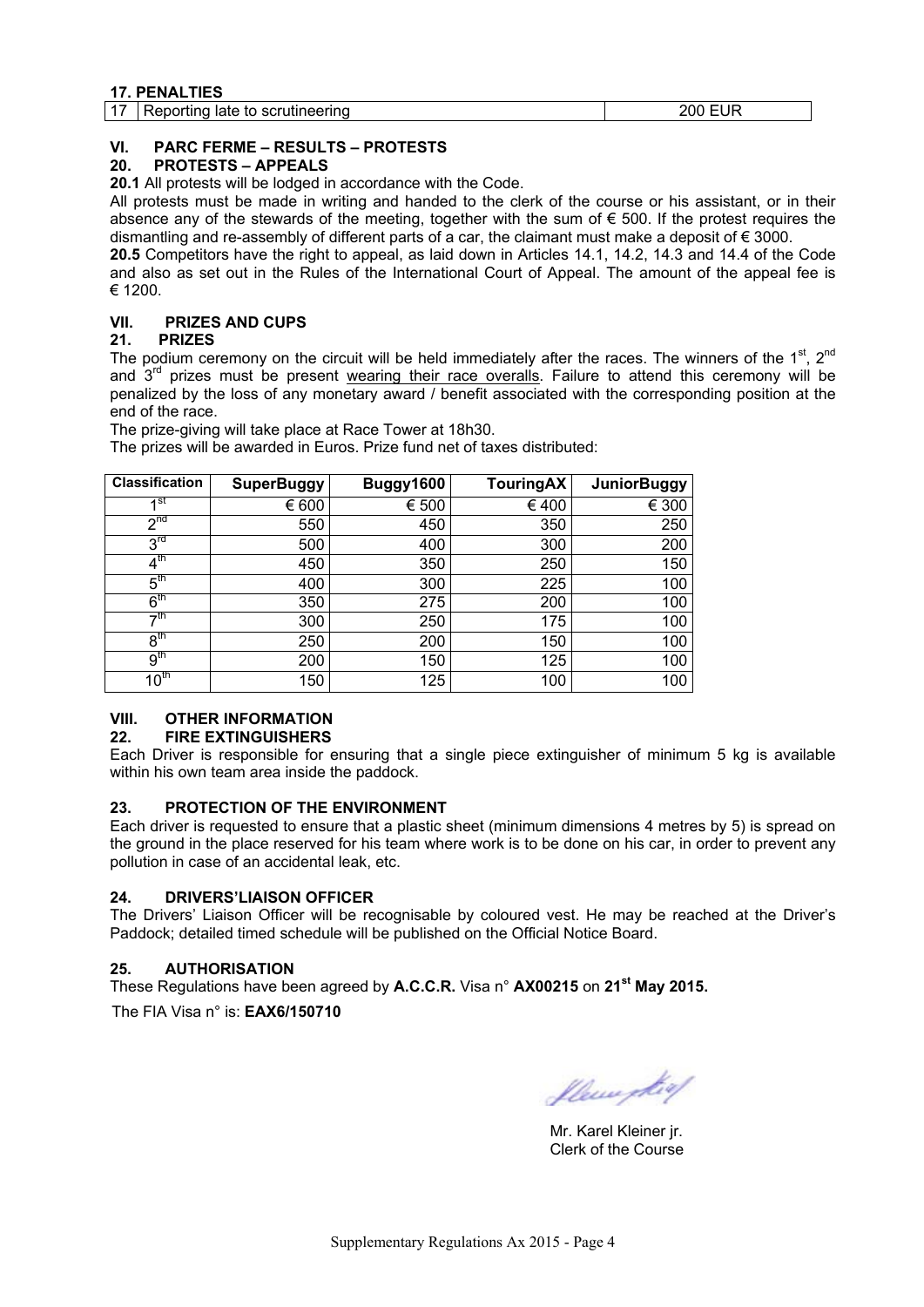## 17. PENALTIES

| | | |
|---|---|---|
| 17 | Reporting late to scrutineering | 200 EUR |

## VI. PARC FERME – RESULTS – PROTESTS

### 20. PROTESTS – APPEALS

**20.1** All protests will be lodged in accordance with the Code.

All protests must be made in writing and handed to the clerk of the course or his assistant, or in their absence any of the stewards of the meeting, together with the sum of € 500. If the protest requires the dismantling and re-assembly of different parts of a car, the claimant must make a deposit of € 3000.

**20.5** Competitors have the right to appeal, as laid down in Articles 14.1, 14.2, 14.3 and 14.4 of the Code and also as set out in the Rules of the International Court of Appeal. The amount of the appeal fee is € 1200.

## VII. PRIZES AND CUPS

### 21. PRIZES

The podium ceremony on the circuit will be held immediately after the races. The winners of the 1st, 2nd and 3rd prizes must be present wearing their race overalls. Failure to attend this ceremony will be penalized by the loss of any monetary award / benefit associated with the corresponding position at the end of the race.

The prize-giving will take place at Race Tower at 18h30.

The prizes will be awarded in Euros. Prize fund net of taxes distributed:

| Classification | SuperBuggy | Buggy1600 | TouringAX | JuniorBuggy |
|---|---|---|---|---|
| 1st | € 600 | € 500 | € 400 | € 300 |
| 2nd | 550 | 450 | 350 | 250 |
| 3rd | 500 | 400 | 300 | 200 |
| 4th | 450 | 350 | 250 | 150 |
| 5th | 400 | 300 | 225 | 100 |
| 6th | 350 | 275 | 200 | 100 |
| 7th | 300 | 250 | 175 | 100 |
| 8th | 250 | 200 | 150 | 100 |
| 9th | 200 | 150 | 125 | 100 |
| 10th | 150 | 125 | 100 | 100 |

## VIII. OTHER INFORMATION

### 22. FIRE EXTINGUISHERS

Each Driver is responsible for ensuring that a single piece extinguisher of minimum 5 kg is available within his own team area inside the paddock.

### 23. PROTECTION OF THE ENVIRONMENT

Each driver is requested to ensure that a plastic sheet (minimum dimensions 4 metres by 5) is spread on the ground in the place reserved for his team where work is to be done on his car, in order to prevent any pollution in case of an accidental leak, etc.

### 24. DRIVERS'LIAISON OFFICER

The Drivers' Liaison Officer will be recognisable by coloured vest. He may be reached at the Driver's Paddock; detailed timed schedule will be published on the Official Notice Board.

### 25. AUTHORISATION

These Regulations have been agreed by **A.C.C.R.** Visa n° **AX00215** on **21st May 2015.**

The FIA Visa n° is: **EAX6/150710**

Mr. Karel Kleiner jr.
Clerk of the Course